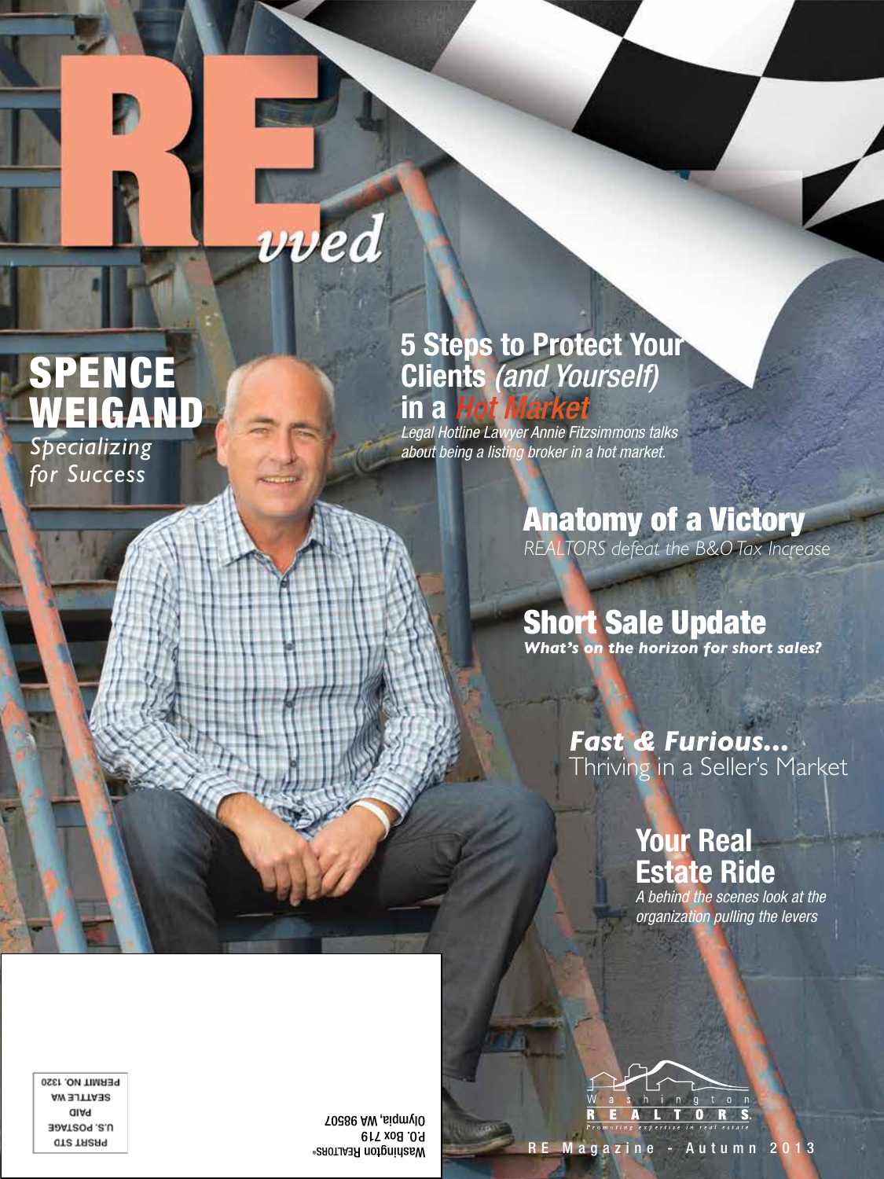# REvved

## SPENCE WEIGAND

*Specializing for Success*

## 5 Steps to Protect Your Clients *(and Yourself)* in a *Hot Market*

*Legal Hotline Lawyer Annie Fitzsimmons talks about being a listing broker in a hot market.*

## Anatomy of a Victory

*REALTORS defeat the B&O Tax Increase*

## Short Sale Update

***What's on the horizon for short sales?***

## *Fast & Furious...*

Thriving in a Seller's Market

## Your Real Estate Ride

*A behind the scenes look at the organization pulling the levers*

Washington REALTORS®
P.O. Box 719
Olympia, WA 98507

PRSRT STD
U.S. POSTAGE
PAID
SEATTLE WA
PERMIT NO. 1320

Washington REALTORS
*Promoting expertise in real estate*

RE Magazine - Autumn 2013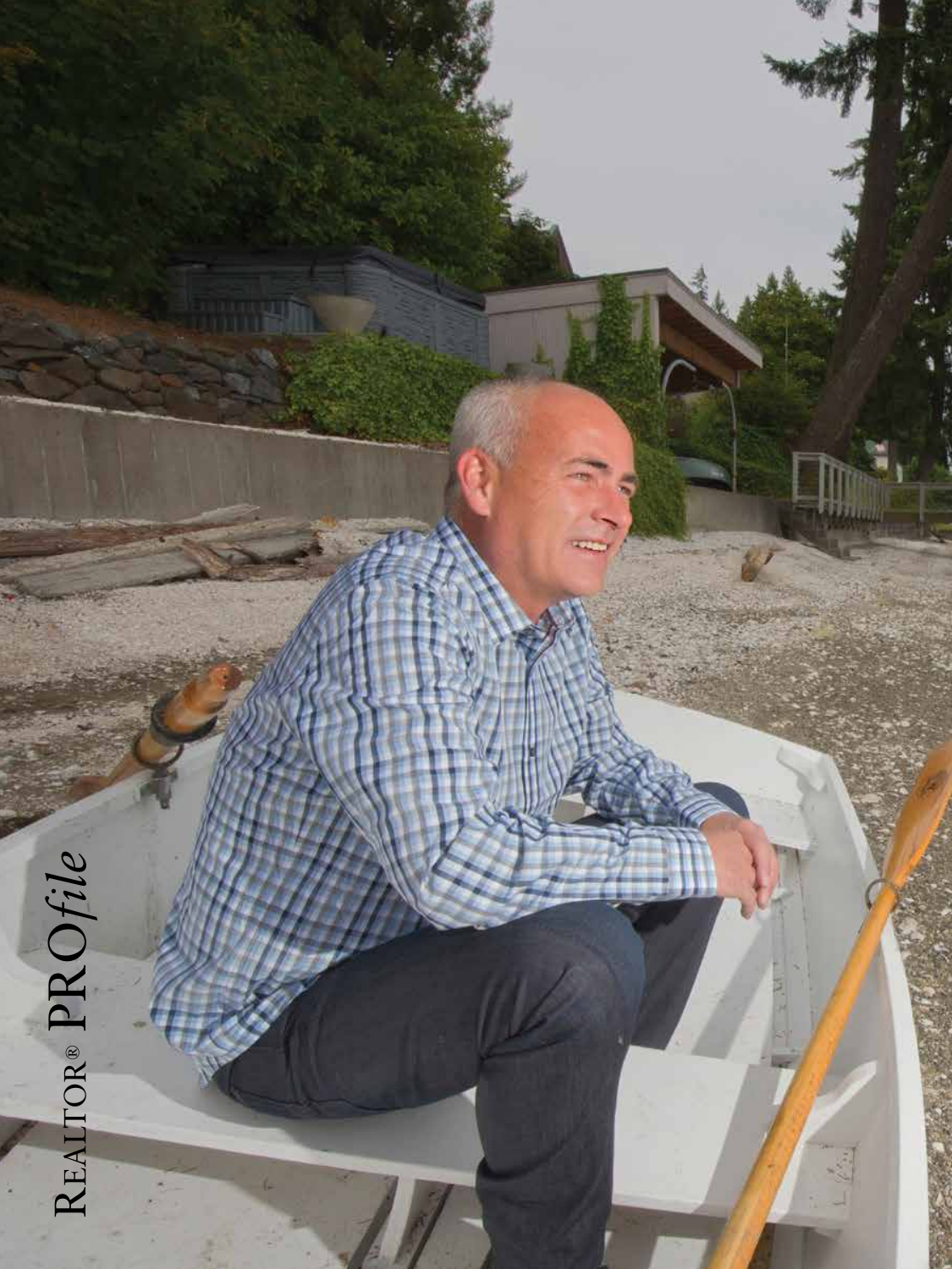Realtor® PRO*file*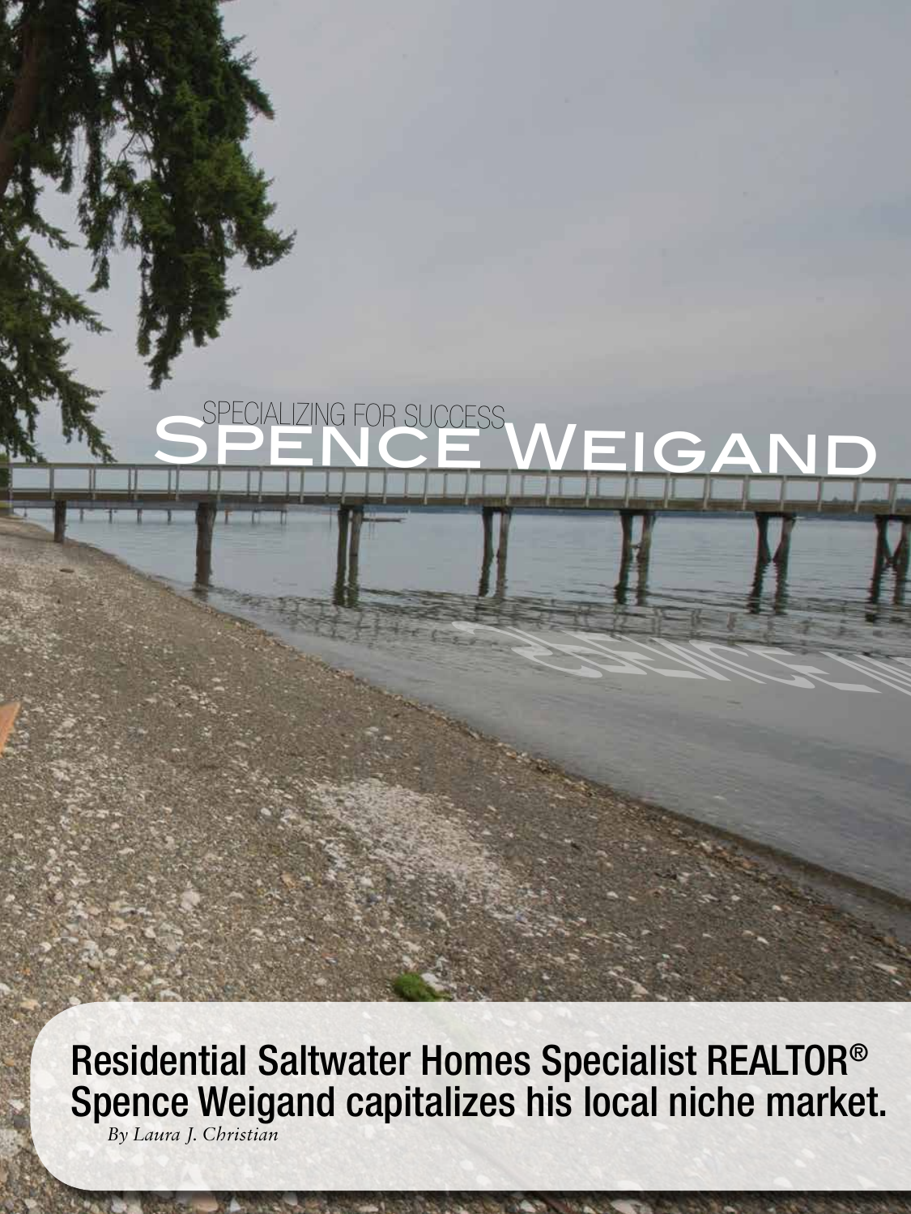SPECIALIZING FOR SUCCESS

# Spence Weigand

**Residential Saltwater Homes Specialist REALTOR® Spence Weigand capitalizes his local niche market.**

*By Laura J. Christian*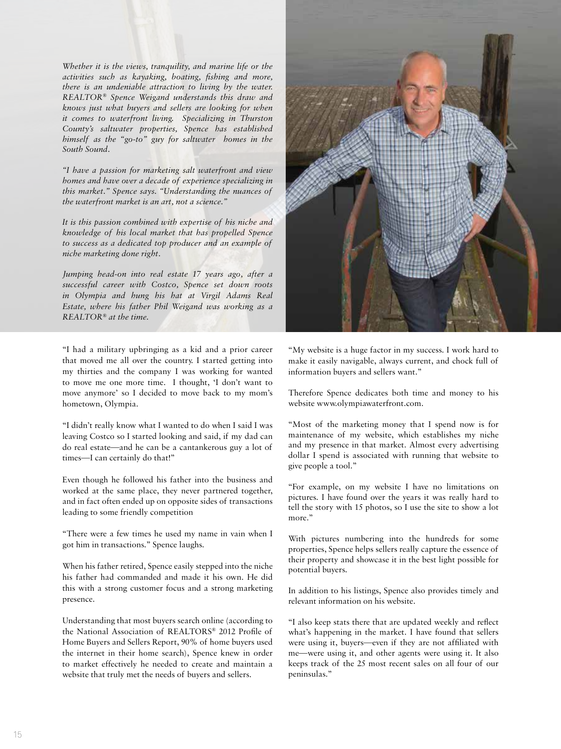*Whether it is the views, tranquility, and marine life or the activities such as kayaking, boating, fishing and more, there is an undeniable attraction to living by the water. REALTOR® Spence Weigand understands this draw and knows just what buyers and sellers are looking for when it comes to waterfront living. Specializing in Thurston County's saltwater properties, Spence has established himself as the "go-to" guy for saltwater homes in the South Sound.*

*"I have a passion for marketing salt waterfront and view homes and have over a decade of experience specializing in this market." Spence says. "Understanding the nuances of the waterfront market is an art, not a science."*

*It is this passion combined with expertise of his niche and knowledge of his local market that has propelled Spence to success as a dedicated top producer and an example of niche marketing done right.*

*Jumping head-on into real estate 17 years ago, after a successful career with Costco, Spence set down roots in Olympia and hung his hat at Virgil Adams Real Estate, where his father Phil Weigand was working as a REALTOR® at the time.*

"I had a military upbringing as a kid and a prior career that moved me all over the country. I started getting into my thirties and the company I was working for wanted to move me one more time. I thought, 'I don't want to move anymore' so I decided to move back to my mom's hometown, Olympia.

"I didn't really know what I wanted to do when I said I was leaving Costco so I started looking and said, if my dad can do real estate—and he can be a cantankerous guy a lot of times—I can certainly do that!"

Even though he followed his father into the business and worked at the same place, they never partnered together, and in fact often ended up on opposite sides of transactions leading to some friendly competition

"There were a few times he used my name in vain when I got him in transactions." Spence laughs.

When his father retired, Spence easily stepped into the niche his father had commanded and made it his own. He did this with a strong customer focus and a strong marketing presence.

Understanding that most buyers search online (according to the National Association of REALTORS® 2012 Profile of Home Buyers and Sellers Report, 90% of home buyers used the internet in their home search), Spence knew in order to market effectively he needed to create and maintain a website that truly met the needs of buyers and sellers.

"My website is a huge factor in my success. I work hard to make it easily navigable, always current, and chock full of information buyers and sellers want."

Therefore Spence dedicates both time and money to his website www.olympiawaterfront.com.

"Most of the marketing money that I spend now is for maintenance of my website, which establishes my niche and my presence in that market. Almost every advertising dollar I spend is associated with running that website to give people a tool."

"For example, on my website I have no limitations on pictures. I have found over the years it was really hard to tell the story with 15 photos, so I use the site to show a lot more."

With pictures numbering into the hundreds for some properties, Spence helps sellers really capture the essence of their property and showcase it in the best light possible for potential buyers.

In addition to his listings, Spence also provides timely and relevant information on his website.

"I also keep stats there that are updated weekly and reflect what's happening in the market. I have found that sellers were using it, buyers—even if they are not affiliated with me—were using it, and other agents were using it. It also keeps track of the 25 most recent sales on all four of our peninsulas."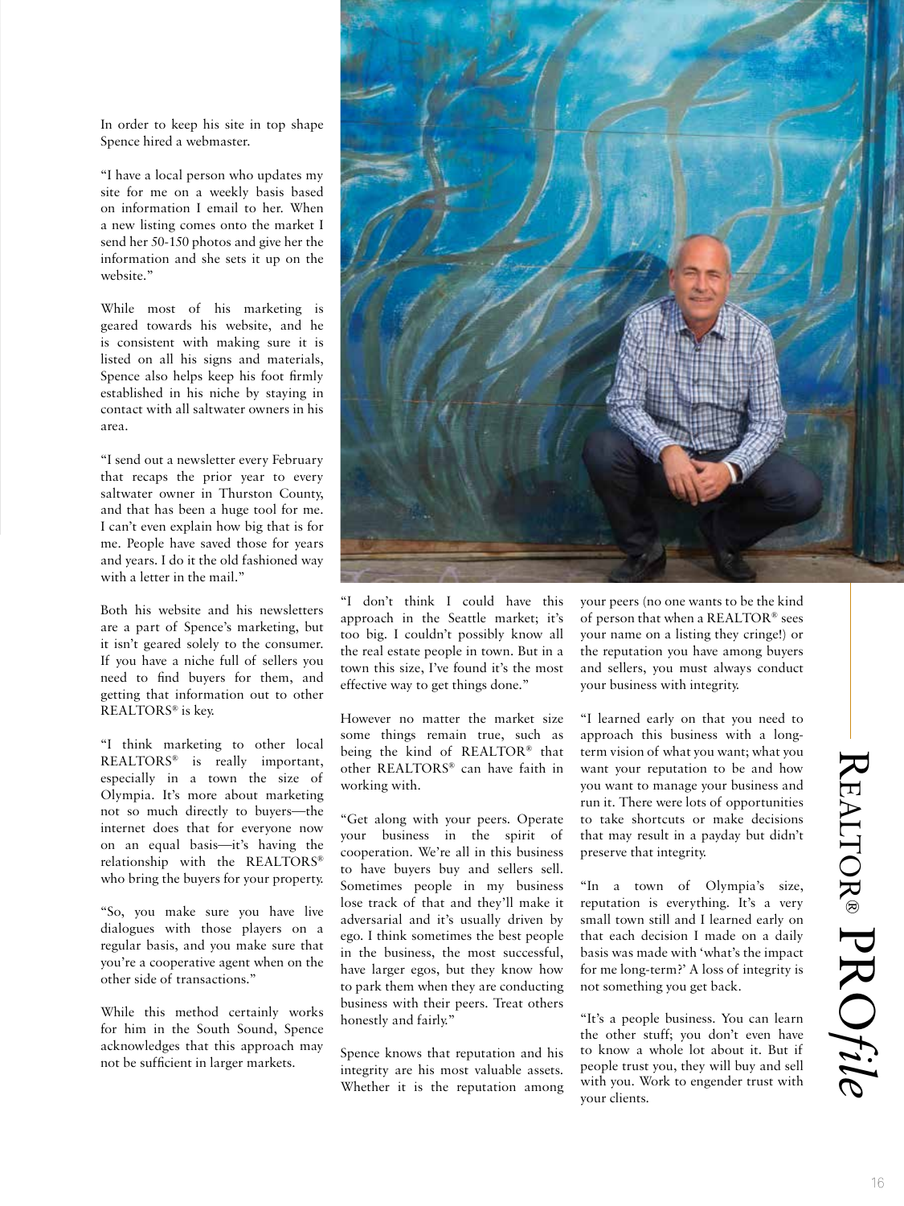In order to keep his site in top shape Spence hired a webmaster.

"I have a local person who updates my site for me on a weekly basis based on information I email to her. When a new listing comes onto the market I send her 50-150 photos and give her the information and she sets it up on the website."

While most of his marketing is geared towards his website, and he is consistent with making sure it is listed on all his signs and materials, Spence also helps keep his foot firmly established in his niche by staying in contact with all saltwater owners in his area.

"I send out a newsletter every February that recaps the prior year to every saltwater owner in Thurston County, and that has been a huge tool for me. I can't even explain how big that is for me. People have saved those for years and years. I do it the old fashioned way with a letter in the mail."

Both his website and his newsletters are a part of Spence's marketing, but it isn't geared solely to the consumer. If you have a niche full of sellers you need to find buyers for them, and getting that information out to other REALTORS® is key.

"I think marketing to other local REALTORS® is really important, especially in a town the size of Olympia. It's more about marketing not so much directly to buyers—the internet does that for everyone now on an equal basis—it's having the relationship with the REALTORS® who bring the buyers for your property.

"So, you make sure you have live dialogues with those players on a regular basis, and you make sure that you're a cooperative agent when on the other side of transactions."

While this method certainly works for him in the South Sound, Spence acknowledges that this approach may not be sufficient in larger markets.

"I don't think I could have this approach in the Seattle market; it's too big. I couldn't possibly know all the real estate people in town. But in a town this size, I've found it's the most effective way to get things done."

However no matter the market size some things remain true, such as being the kind of REALTOR® that other REALTORS® can have faith in working with.

"Get along with your peers. Operate your business in the spirit of cooperation. We're all in this business to have buyers buy and sellers sell. Sometimes people in my business lose track of that and they'll make it adversarial and it's usually driven by ego. I think sometimes the best people in the business, the most successful, have larger egos, but they know how to park them when they are conducting business with their peers. Treat others honestly and fairly."

Spence knows that reputation and his integrity are his most valuable assets. Whether it is the reputation among your peers (no one wants to be the kind of person that when a REALTOR® sees your name on a listing they cringe!) or the reputation you have among buyers and sellers, you must always conduct your business with integrity.

"I learned early on that you need to approach this business with a long-term vision of what you want; what you want your reputation to be and how you want to manage your business and run it. There were lots of opportunities to take shortcuts or make decisions that may result in a payday but didn't preserve that integrity.

"In a town of Olympia's size, reputation is everything. It's a very small town still and I learned early on that each decision I made on a daily basis was made with 'what's the impact for me long-term?' A loss of integrity is not something you get back.

"It's a people business. You can learn the other stuff; you don't even have to know a whole lot about it. But if people trust you, they will buy and sell with you. Work to engender trust with your clients.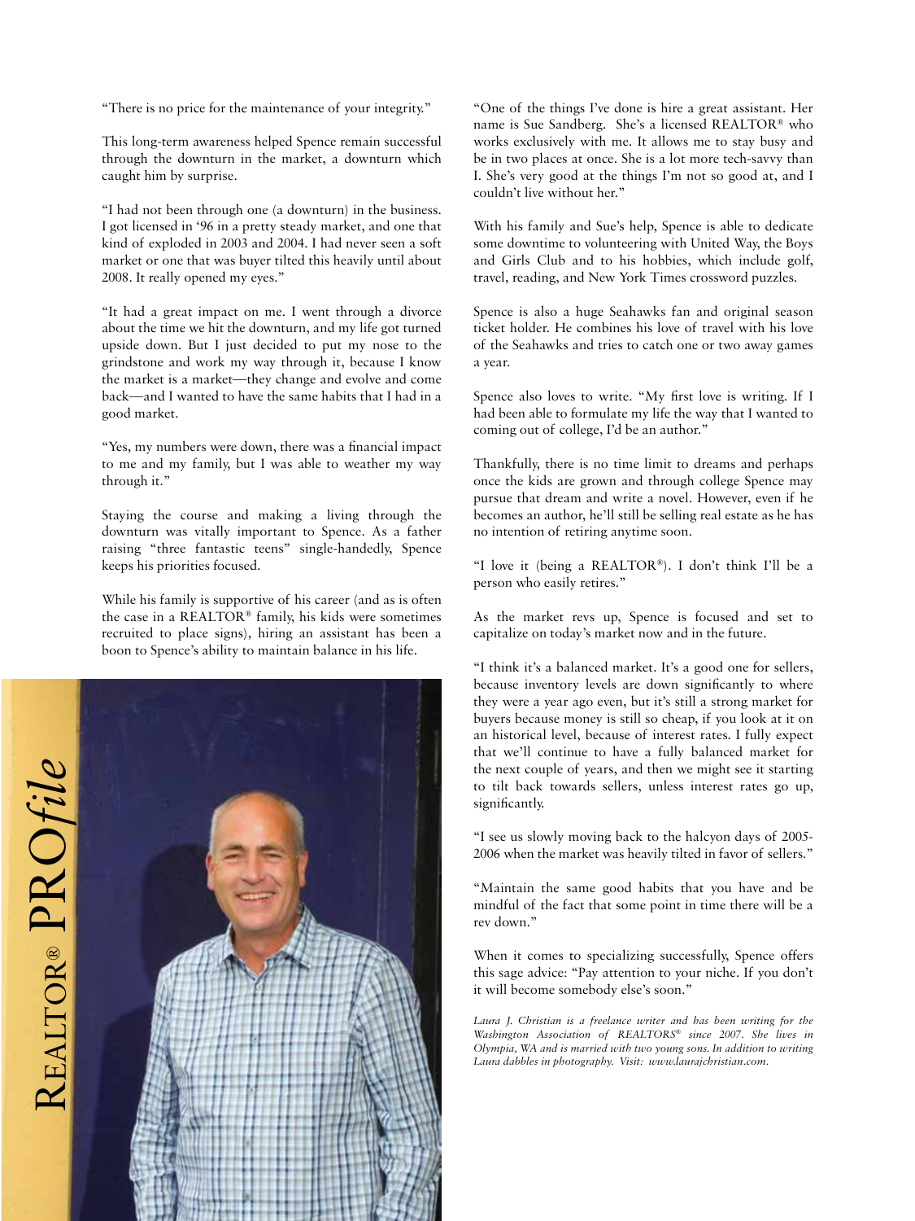"There is no price for the maintenance of your integrity."

This long-term awareness helped Spence remain successful through the downturn in the market, a downturn which caught him by surprise.

"I had not been through one (a downturn) in the business. I got licensed in '96 in a pretty steady market, and one that kind of exploded in 2003 and 2004. I had never seen a soft market or one that was buyer tilted this heavily until about 2008. It really opened my eyes."

"It had a great impact on me. I went through a divorce about the time we hit the downturn, and my life got turned upside down. But I just decided to put my nose to the grindstone and work my way through it, because I know the market is a market—they change and evolve and come back—and I wanted to have the same habits that I had in a good market.

"Yes, my numbers were down, there was a financial impact to me and my family, but I was able to weather my way through it."

Staying the course and making a living through the downturn was vitally important to Spence. As a father raising "three fantastic teens" single-handedly, Spence keeps his priorities focused.

While his family is supportive of his career (and as is often the case in a REALTOR® family, his kids were sometimes recruited to place signs), hiring an assistant has been a boon to Spence's ability to maintain balance in his life.

REALTOR® PRO*file*

"One of the things I've done is hire a great assistant. Her name is Sue Sandberg. She's a licensed REALTOR® who works exclusively with me. It allows me to stay busy and be in two places at once. She is a lot more tech-savvy than I. She's very good at the things I'm not so good at, and I couldn't live without her."

With his family and Sue's help, Spence is able to dedicate some downtime to volunteering with United Way, the Boys and Girls Club and to his hobbies, which include golf, travel, reading, and New York Times crossword puzzles.

Spence is also a huge Seahawks fan and original season ticket holder. He combines his love of travel with his love of the Seahawks and tries to catch one or two away games a year.

Spence also loves to write. "My first love is writing. If I had been able to formulate my life the way that I wanted to coming out of college, I'd be an author."

Thankfully, there is no time limit to dreams and perhaps once the kids are grown and through college Spence may pursue that dream and write a novel. However, even if he becomes an author, he'll still be selling real estate as he has no intention of retiring anytime soon.

"I love it (being a REALTOR®). I don't think I'll be a person who easily retires."

As the market revs up, Spence is focused and set to capitalize on today's market now and in the future.

"I think it's a balanced market. It's a good one for sellers, because inventory levels are down significantly to where they were a year ago even, but it's still a strong market for buyers because money is still so cheap, if you look at it on an historical level, because of interest rates. I fully expect that we'll continue to have a fully balanced market for the next couple of years, and then we might see it starting to tilt back towards sellers, unless interest rates go up, significantly.

"I see us slowly moving back to the halcyon days of 2005-2006 when the market was heavily tilted in favor of sellers."

"Maintain the same good habits that you have and be mindful of the fact that some point in time there will be a rev down."

When it comes to specializing successfully, Spence offers this sage advice: "Pay attention to your niche. If you don't it will become somebody else's soon."

*Laura J. Christian is a freelance writer and has been writing for the Washington Association of REALTORS® since 2007. She lives in Olympia, WA and is married with two young sons. In addition to writing Laura dabbles in photography. Visit: www.laurajchristian.com.*